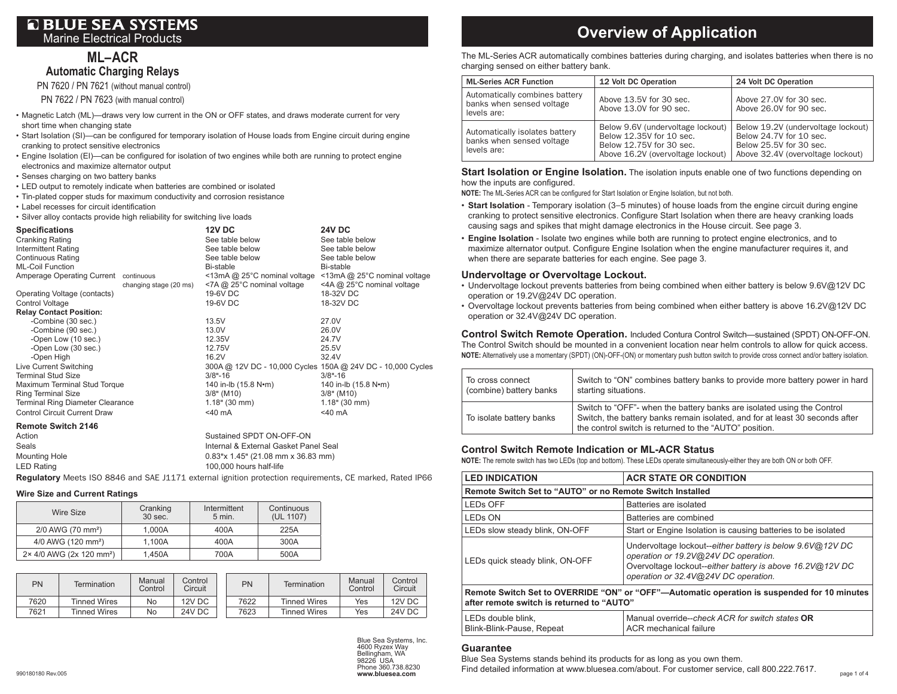# BLUE SEA SYSTEMS
Marine Electrical Products

## ML–ACR
### Automatic Charging Relays

PN 7620 / PN 7621 (without manual control)

PN 7622 / PN 7623 (with manual control)

- Magnetic Latch (ML)—draws very low current in the ON or OFF states, and draws moderate current for very short time when changing state
- Start Isolation (SI)—can be configured for temporary isolation of House loads from Engine circuit during engine cranking to protect sensitive electronics
- Engine Isolation (EI)—can be configured for isolation of two engines while both are running to protect engine electronics and maximize alternator output
- Senses charging on two battery banks
- LED output to remotely indicate when batteries are combined or isolated
- Tin-plated copper studs for maximum conductivity and corrosion resistance
- Label recesses for circuit identification
- Silver alloy contacts provide high reliability for switching live loads

| **Specifications** | | **12V DC** | **24V DC** |
|---|---|---|---|
| Cranking Rating | | See table below | See table below |
| Intermittent Rating | | See table below | See table below |
| Continuous Rating | | See table below | See table below |
| ML-Coil Function | | Bi-stable | Bi-stable |
| Amperage Operating Current | continuous | <13mA @ 25°C nominal voltage | <13mA @ 25°C nominal voltage |
| | changing stage (20 ms) | <7A @ 25°C nominal voltage | <4A @ 25°C nominal voltage |
| Operating Voltage (contacts) | | 19-6V DC | 18-32V DC |
| Control Voltage | | 19-6V DC | 18-32V DC |
| **Relay Contact Position:** | | | |
| -Combine (30 sec.) | | 13.5V | 27.0V |
| -Combine (90 sec.) | | 13.0V | 26.0V |
| -Open Low (10 sec.) | | 12.35V | 24.7V |
| -Open Low (30 sec.) | | 12.75V | 25.5V |
| -Open High | | 16.2V | 32.4V |
| Live Current Switching | | 300A @ 12V DC - 10,000 Cycles | 150A @ 24V DC - 10,000 Cycles |
| Terminal Stud Size | | 3/8"-16 | 3/8"-16 |
| Maximum Terminal Stud Torque | | 140 in-lb (15.8 N•m) | 140 in-lb (15.8 N•m) |
| Ring Terminal Size | | 3/8" (M10) | 3/8" (M10) |
| Terminal Ring Diameter Clearance | | 1.18" (30 mm) | 1.18" (30 mm) |
| Control Circuit Current Draw | | <40 mA | <40 mA |

| **Remote Switch 2146** | |
|---|---|
| Action | Sustained SPDT ON-OFF-ON |
| Seals | Internal & External Gasket Panel Seal |
| Mounting Hole | 0.83"x 1.45" (21.08 mm x 36.83 mm) |
| LED Rating | 100,000 hours half-life |

**Regulatory** Meets ISO 8846 and SAE J1171 external ignition protection requirements, CE marked, Rated IP66

**Wire Size and Current Ratings**

| Wire Size | Cranking 30 sec. | Intermittent 5 min. | Continuous (UL 1107) |
|---|---|---|---|
| 2/0 AWG (70 mm²) | 1,000A | 400A | 225A |
| 4/0 AWG (120 mm²) | 1,100A | 400A | 300A |
| 2× 4/0 AWG (2x 120 mm²) | 1,450A | 700A | 500A |

| PN | Termination | Manual Control | Control Circuit |
|---|---|---|---|
| 7620 | Tinned Wires | No | 12V DC |
| 7621 | Tinned Wires | No | 24V DC |
| 7622 | Tinned Wires | Yes | 12V DC |
| 7623 | Tinned Wires | Yes | 24V DC |

Blue Sea Systems, Inc.
4600 Ryzex Way
Bellingham, WA
98226 USA
Phone 360.738.8230
**www.bluesea.com**

990180180 Rev.005

# Overview of Application

The ML-Series ACR automatically combines batteries during charging, and isolates batteries when there is no charging sensed on either battery bank.

| ML-Series ACR Function | 12 Volt DC Operation | 24 Volt DC Operation |
|---|---|---|
| Automatically combines battery banks when sensed voltage levels are: | Above 13.5V for 30 sec.<br>Above 13.0V for 90 sec. | Above 27.0V for 30 sec.<br>Above 26.0V for 90 sec. |
| Automatically isolates battery banks when sensed voltage levels are: | Below 9.6V (undervoltage lockout)<br>Below 12.35V for 10 sec.<br>Below 12.75V for 30 sec.<br>Above 16.2V (overvoltage lockout) | Below 19.2V (undervoltage lockout)<br>Below 24.7V for 10 sec.<br>Below 25.5V for 30 sec.<br>Above 32.4V (overvoltage lockout) |

**Start Isolation or Engine Isolation.** The isolation inputs enable one of two functions depending on how the inputs are configured.

**NOTE:** The ML-Series ACR can be configured for Start Isolation or Engine Isolation, but not both.

- **Start Isolation** - Temporary isolation (3–5 minutes) of house loads from the engine circuit during engine cranking to protect sensitive electronics. Configure Start Isolation when there are heavy cranking loads causing sags and spikes that might damage electronics in the House circuit. See page 3.
- **Engine Isolation** - Isolate two engines while both are running to protect engine electronics, and to maximize alternator output. Configure Engine Isolation when the engine manufacturer requires it, and when there are separate batteries for each engine. See page 3.

### Undervoltage or Overvoltage Lockout.

- Undervoltage lockout prevents batteries from being combined when either battery is below 9.6V@12V DC operation or 19.2V@24V DC operation.
- Overvoltage lockout prevents batteries from being combined when either battery is above 16.2V@12V DC operation or 32.4V@24V DC operation.

**Control Switch Remote Operation.** Included Contura Control Switch—sustained (SPDT) ON-OFF-ON. The Control Switch should be mounted in a convenient location near helm controls to allow for quick access.

**NOTE:** Alternatively use a momentary (SPDT) (ON)-OFF-(ON) or momentary push button switch to provide cross connect and/or battery isolation.

| | |
|---|---|
| To cross connect (combine) battery banks | Switch to "ON" combines battery banks to provide more battery power in hard starting situations. |
| To isolate battery banks | Switch to "OFF"- when the battery banks are isolated using the Control Switch, the battery banks remain isolated, and for at least 30 seconds after the control switch is returned to the "AUTO" position. |

### Control Switch Remote Indication or ML-ACR Status

**NOTE:** The remote switch has two LEDs (top and bottom). These LEDs operate simultaneously-either they are both ON or both OFF.

| LED INDICATION | ACR STATE OR CONDITION |
|---|---|
| **Remote Switch Set to "AUTO" or no Remote Switch Installed** | |
| LEDs OFF | Batteries are isolated |
| LEDs ON | Batteries are combined |
| LEDs slow steady blink, ON-OFF | Start or Engine Isolation is causing batteries to be isolated |
| LEDs quick steady blink, ON-OFF | Undervoltage lockout--*either battery is below 9.6V@12V DC operation or 19.2V@24V DC operation.*<br>Overvoltage lockout--*either battery is above 16.2V@12V DC operation or 32.4V@24V DC operation.* |
| **Remote Switch Set to OVERRIDE "ON" or "OFF"—Automatic operation is suspended for 10 minutes after remote switch is returned to "AUTO"** | |
| LEDs double blink, Blink-Blink-Pause, Repeat | Manual override--*check ACR for switch states* **OR** ACR mechanical failure |

### Guarantee

Blue Sea Systems stands behind its products for as long as you own them.
Find detailed information at www.bluesea.com/about. For customer service, call 800.222.7617.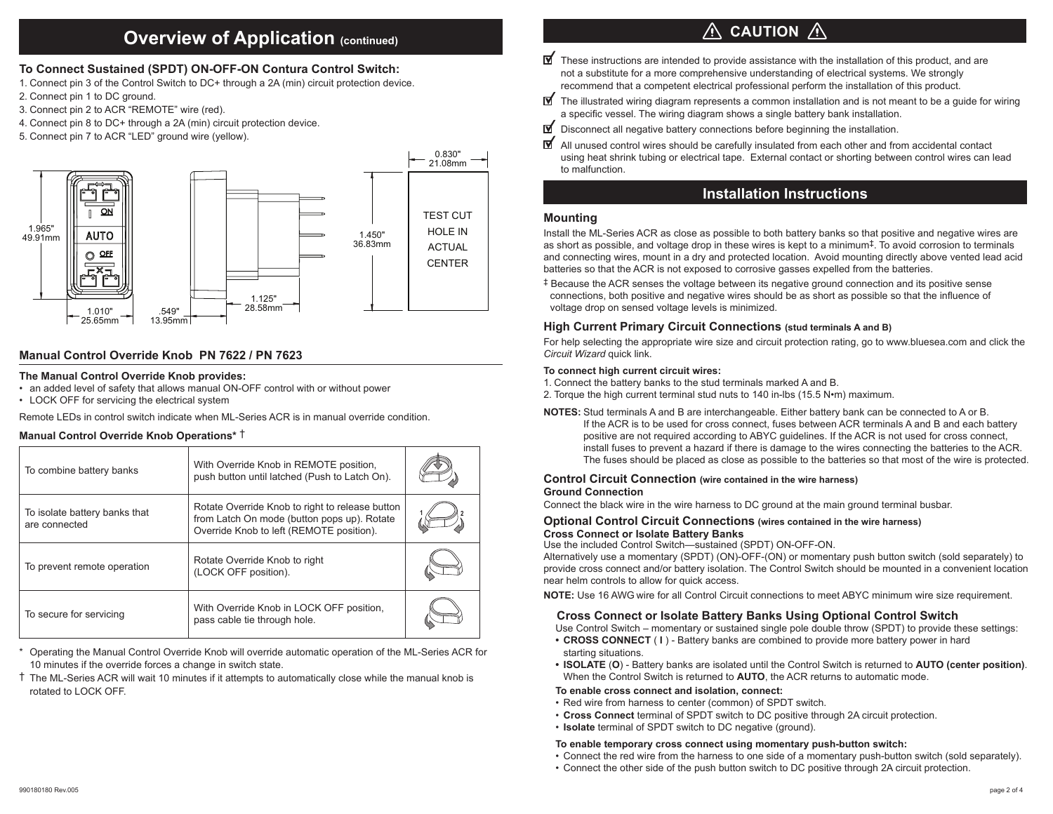# Overview of Application (continued)

### To Connect Sustained (SPDT) ON-OFF-ON Contura Control Switch:

1. Connect pin 3 of the Control Switch to DC+ through a 2A (min) circuit protection device.
2. Connect pin 1 to DC ground.
3. Connect pin 2 to ACR "REMOTE" wire (red).
4. Connect pin 8 to DC+ through a 2A (min) circuit protection device.
5. Connect pin 7 to ACR "LED" ground wire (yellow).

1.965" 49.91mm | 1.010" 25.65mm | .549" 13.95mm | 1.125" 28.58mm | 1.450" 36.83mm | 0.830" 21.08mm

TEST CUT HOLE IN ACTUAL CENTER

## Manual Control Override Knob PN 7622 / PN 7623

**The Manual Control Override Knob provides:**

- an added level of safety that allows manual ON-OFF control with or without power
- LOCK OFF for servicing the electrical system

Remote LEDs in control switch indicate when ML-Series ACR is in manual override condition.

**Manual Control Override Knob Operations*** †

| | | |
|---|---|---|
| To combine battery banks | With Override Knob in REMOTE position, push button until latched (Push to Latch On). | |
| To isolate battery banks that are connected | Rotate Override Knob to right to release button from Latch On mode (button pops up). Rotate Override Knob to left (REMOTE position). | |
| To prevent remote operation | Rotate Override Knob to right (LOCK OFF position). | |
| To secure for servicing | With Override Knob in LOCK OFF position, pass cable tie through hole. | |

\* Operating the Manual Control Override Knob will override automatic operation of the ML-Series ACR for 10 minutes if the override forces a change in switch state.

† The ML-Series ACR will wait 10 minutes if it attempts to automatically close while the manual knob is rotated to LOCK OFF.

# ⚠ CAUTION ⚠

- ☑ These instructions are intended to provide assistance with the installation of this product, and are not a substitute for a more comprehensive understanding of electrical systems. We strongly recommend that a competent electrical professional perform the installation of this product.
- ☑ The illustrated wiring diagram represents a common installation and is not meant to be a guide for wiring a specific vessel. The wiring diagram shows a single battery bank installation.
- ☑ Disconnect all negative battery connections before beginning the installation.
- ☑ All unused control wires should be carefully insulated from each other and from accidental contact using heat shrink tubing or electrical tape. External contact or shorting between control wires can lead to malfunction.

# Installation Instructions

## Mounting

Install the ML-Series ACR as close as possible to both battery banks so that positive and negative wires are as short as possible, and voltage drop in these wires is kept to a minimum‡. To avoid corrosion to terminals and connecting wires, mount in a dry and protected location. Avoid mounting directly above vented lead acid batteries so that the ACR is not exposed to corrosive gasses expelled from the batteries.

‡ Because the ACR senses the voltage between its negative ground connection and its positive sense connections, both positive and negative wires should be as short as possible so that the influence of voltage drop on sensed voltage levels is minimized.

## High Current Primary Circuit Connections (stud terminals A and B)

For help selecting the appropriate wire size and circuit protection rating, go to www.bluesea.com and click the *Circuit Wizard* quick link.

**To connect high current circuit wires:**

1. Connect the battery banks to the stud terminals marked A and B.
2. Torque the high current terminal stud nuts to 140 in-lbs (15.5 N•m) maximum.

**NOTES:** Stud terminals A and B are interchangeable. Either battery bank can be connected to A or B. If the ACR is to be used for cross connect, fuses between ACR terminals A and B and each battery positive are not required according to ABYC guidelines. If the ACR is not used for cross connect, install fuses to prevent a hazard if there is damage to the wires connecting the batteries to the ACR. The fuses should be placed as close as possible to the batteries so that most of the wire is protected.

## Control Circuit Connection (wire contained in the wire harness)

### Ground Connection

Connect the black wire in the wire harness to DC ground at the main ground terminal busbar.

## Optional Control Circuit Connections (wires contained in the wire harness)

### Cross Connect or Isolate Battery Banks

Use the included Control Switch—sustained (SPDT) ON-OFF-ON.
Alternatively use a momentary (SPDT) (ON)-OFF-(ON) or momentary push button switch (sold separately) to provide cross connect and/or battery isolation. The Control Switch should be mounted in a convenient location near helm controls to allow for quick access.

**NOTE:** Use 16 AWG wire for all Control Circuit connections to meet ABYC minimum wire size requirement.

### Cross Connect or Isolate Battery Banks Using Optional Control Switch

Use Control Switch – momentary or sustained single pole double throw (SPDT) to provide these settings:

- **CROSS CONNECT** ( **I** ) - Battery banks are combined to provide more battery power in hard starting situations.
- **ISOLATE** (**O**) - Battery banks are isolated until the Control Switch is returned to **AUTO (center position)**. When the Control Switch is returned to **AUTO**, the ACR returns to automatic mode.

**To enable cross connect and isolation, connect:**

- Red wire from harness to center (common) of SPDT switch.
- **Cross Connect** terminal of SPDT switch to DC positive through 2A circuit protection.
- **Isolate** terminal of SPDT switch to DC negative (ground).

**To enable temporary cross connect using momentary push-button switch:**

- Connect the red wire from the harness to one side of a momentary push-button switch (sold separately).
- Connect the other side of the push button switch to DC positive through 2A circuit protection.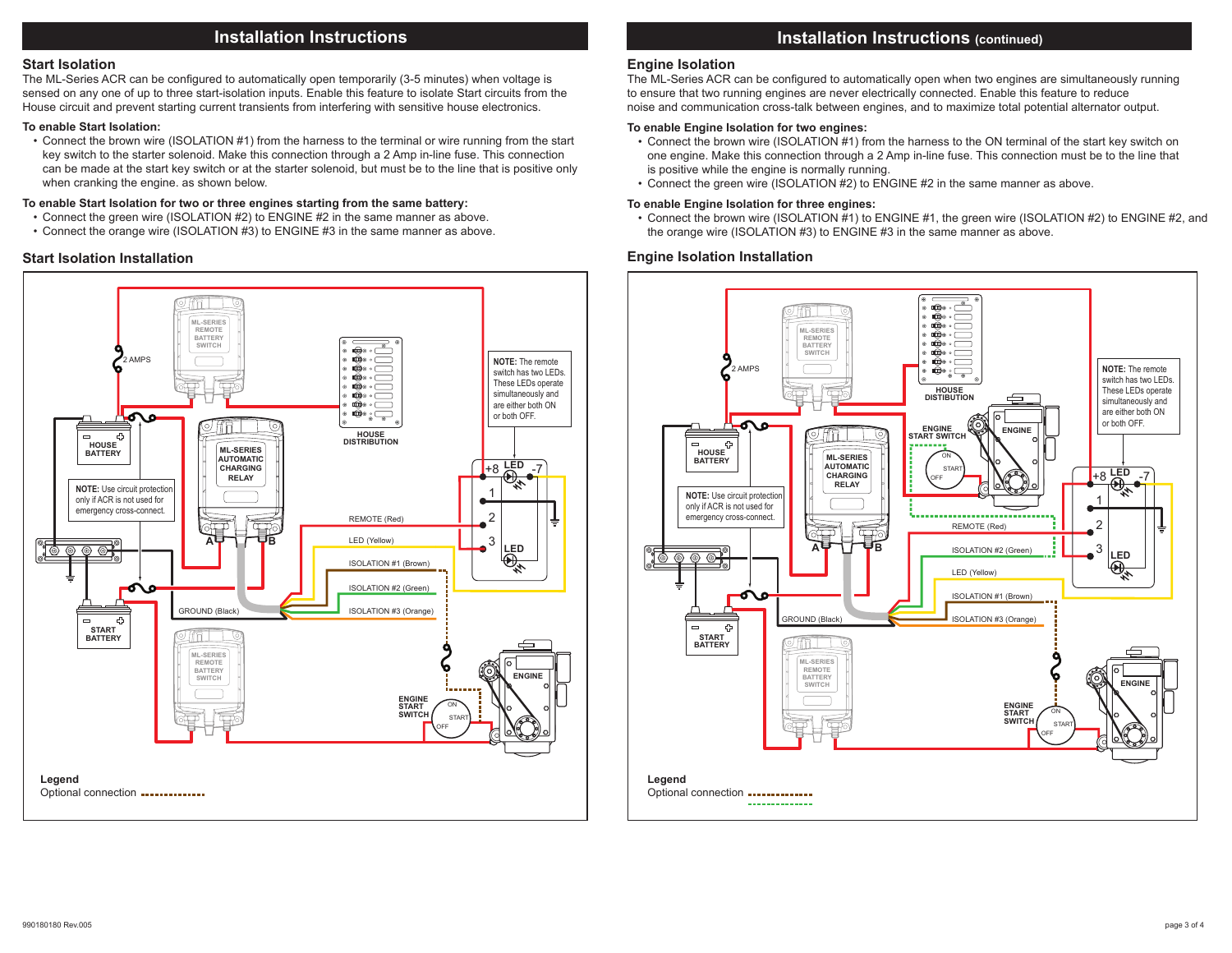# Installation Instructions

## Start Isolation

The ML-Series ACR can be configured to automatically open temporarily (3-5 minutes) when voltage is sensed on any one of up to three start-isolation inputs. Enable this feature to isolate Start circuits from the House circuit and prevent starting current transients from interfering with sensitive house electronics.

**To enable Start Isolation:**

- Connect the brown wire (ISOLATION #1) from the harness to the terminal or wire running from the start key switch to the starter solenoid. Make this connection through a 2 Amp in-line fuse. This connection can be made at the start key switch or at the starter solenoid, but must be to the line that is positive only when cranking the engine. as shown below.

**To enable Start Isolation for two or three engines starting from the same battery:**

- Connect the green wire (ISOLATION #2) to ENGINE #2 in the same manner as above.
- Connect the orange wire (ISOLATION #3) to ENGINE #3 in the same manner as above.

## Start Isolation Installation

ML-SERIES REMOTE BATTERY SWITCH

2 AMPS

HOUSE DISTRIBUTION

NOTE: The remote switch has two LEDs. These LEDs operate simultaneously and are either both ON or both OFF.

HOUSE BATTERY

ML-SERIES AUTOMATIC CHARGING RELAY

+8 LED -7

1

2

3

LED

NOTE: Use circuit protection only if ACR is not used for emergency cross-connect.

A B

REMOTE (Red)

LED (Yellow)

ISOLATION #1 (Brown)

ISOLATION #2 (Green)

ISOLATION #3 (Orange)

GROUND (Black)

START BATTERY

ML-SERIES REMOTE BATTERY SWITCH

ENGINE

ENGINE START SWITCH

ON

START

OFF

**Legend**

Optional connection

# Installation Instructions (continued)

## Engine Isolation

The ML-Series ACR can be configured to automatically open when two engines are simultaneously running to ensure that two running engines are never electrically connected. Enable this feature to reduce noise and communication cross-talk between engines, and to maximize total potential alternator output.

**To enable Engine Isolation for two engines:**

- Connect the brown wire (ISOLATION #1) from the harness to the ON terminal of the start key switch on one engine. Make this connection through a 2 Amp in-line fuse. This connection must be to the line that is positive while the engine is normally running.
- Connect the green wire (ISOLATION #2) to ENGINE #2 in the same manner as above.

**To enable Engine Isolation for three engines:**

- Connect the brown wire (ISOLATION #1) to ENGINE #1, the green wire (ISOLATION #2) to ENGINE #2, and the orange wire (ISOLATION #3) to ENGINE #3 in the same manner as above.

## Engine Isolation Installation

ML-SERIES REMOTE BATTERY SWITCH

2 AMPS

HOUSE DISTIBUTION

ENGINE START SWITCH

ON

START

OFF

ENGINE

NOTE: The remote switch has two LEDs. These LEDs operate simultaneously and are either both ON or both OFF.

HOUSE BATTERY

ML-SERIES AUTOMATIC CHARGING RELAY

+8 LED -7

1

2

3

LED

NOTE: Use circuit protection only if ACR is not used for emergency cross-connect.

A B

REMOTE (Red)

ISOLATION #2 (Green)

LED (Yellow)

ISOLATION #1 (Brown)

ISOLATION #3 (Orange)

GROUND (Black)

START BATTERY

ML-SERIES REMOTE BATTERY SWITCH

ENGINE

ENGINE START SWITCH

ON

START

OFF

**Legend**

Optional connection

990180180 Rev.005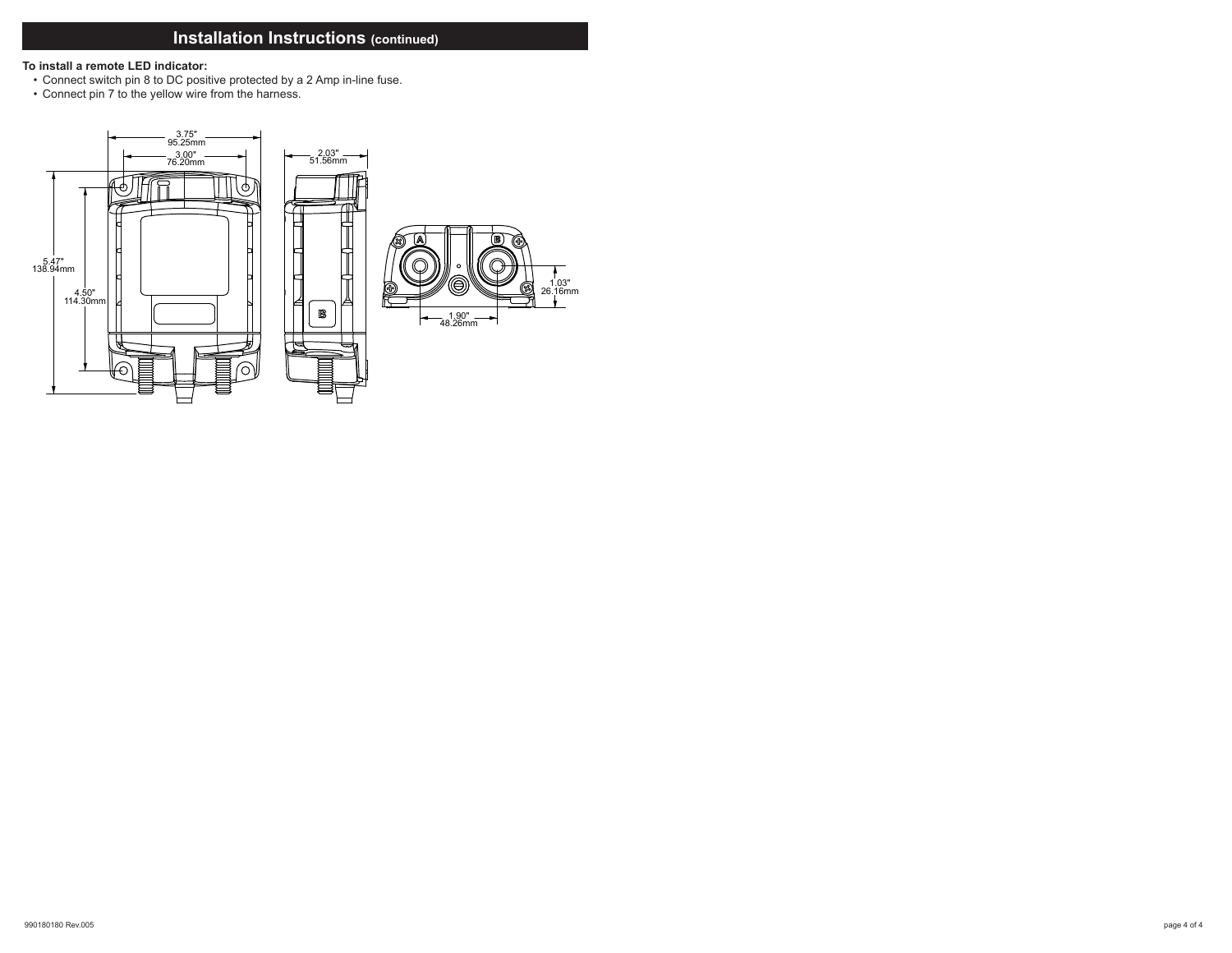## Installation Instructions (continued)

**To install a remote LED indicator:**

- Connect switch pin 8 to DC positive protected by a 2 Amp in-line fuse.
- Connect pin 7 to the yellow wire from the harness.

3.75"
95.25mm

3.00"
76.20mm

2.03"
51.56mm

5.47"
138.94mm

4.50"
114.30mm

1.03"
26.16mm

1.90"
48.26mm

990180180 Rev.005